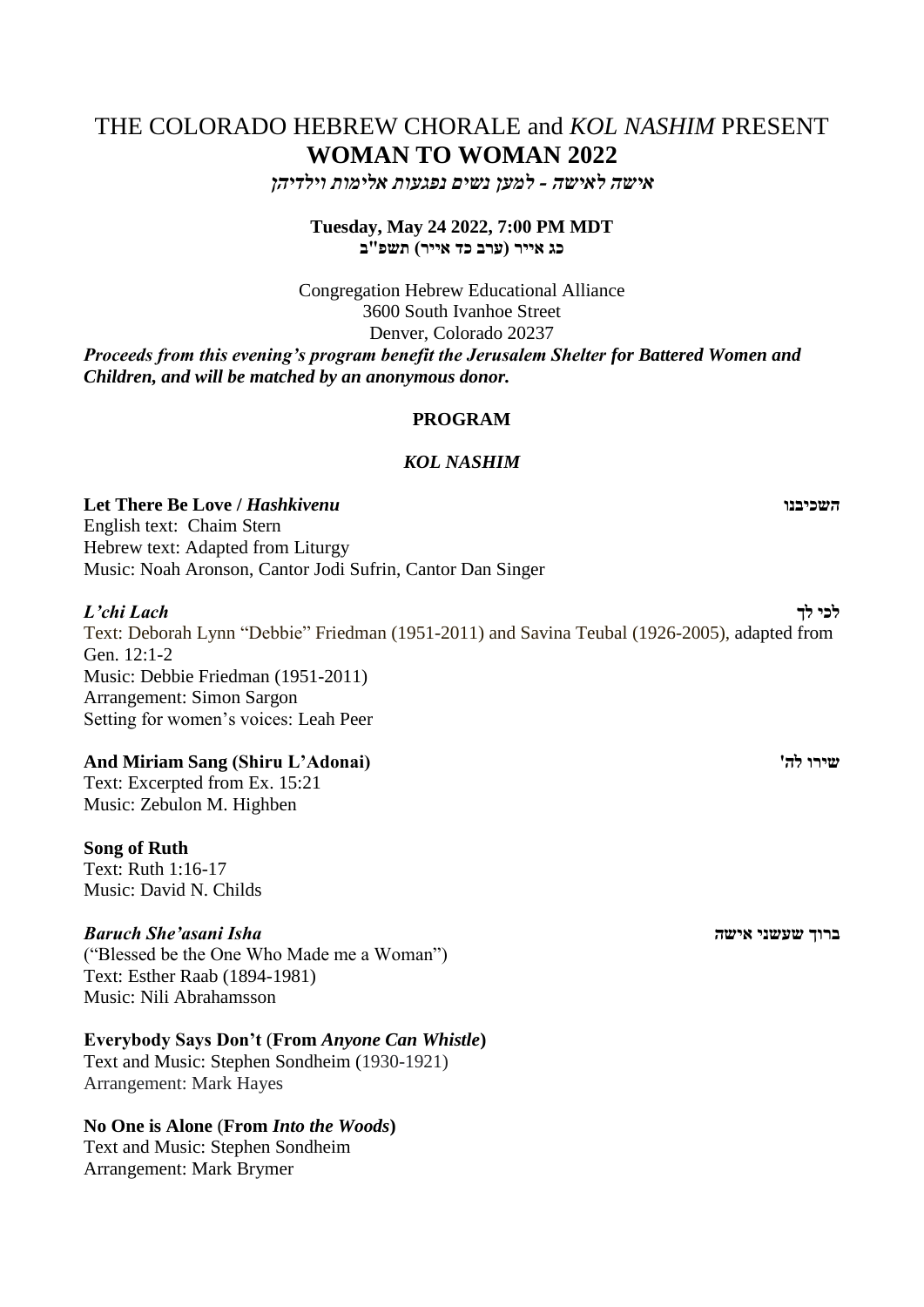# THE COLORADO HEBREW CHORALE and *KOL NASHIM* PRESENT
## WOMAN TO WOMAN 2022

*אישה לאישה - למען נשים נפגעות אלימות וילדיהן*

**Tuesday, May 24 2022, 7:00 PM MDT**
**כג אייר (ערב כד אייר) תשפ"ב**

Congregation Hebrew Educational Alliance
3600 South Ivanhoe Street
Denver, Colorado 20237

***Proceeds from this evening's program benefit the Jerusalem Shelter for Battered Women and Children, and will be matched by an anonymous donor.***

### PROGRAM

### *KOL NASHIM*

**Let There Be Love / *Hashkivenu*** **השכיבנו**
English text: Chaim Stern
Hebrew text: Adapted from Liturgy
Music: Noah Aronson, Cantor Jodi Sufrin, Cantor Dan Singer

***L'chi Lach*** **לכי לך**
Text: Deborah Lynn "Debbie" Friedman (1951-2011) and Savina Teubal (1926-2005), adapted from Gen. 12:1-2
Music: Debbie Friedman (1951-2011)
Arrangement: Simon Sargon
Setting for women's voices: Leah Peer

**And Miriam Sang (Shiru L'Adonai)** **שירו לה'**
Text: Excerpted from Ex. 15:21
Music: Zebulon M. Highben

**Song of Ruth**
Text: Ruth 1:16-17
Music: David N. Childs

***Baruch She'asani Isha*** **ברוך שעשני אישה**
("Blessed be the One Who Made me a Woman")
Text: Esther Raab (1894-1981)
Music: Nili Abrahamsson

**Everybody Says Don't (From *Anyone Can Whistle*)**
Text and Music: Stephen Sondheim (1930-1921)
Arrangement: Mark Hayes

**No One is Alone (From *Into the Woods*)**
Text and Music: Stephen Sondheim
Arrangement: Mark Brymer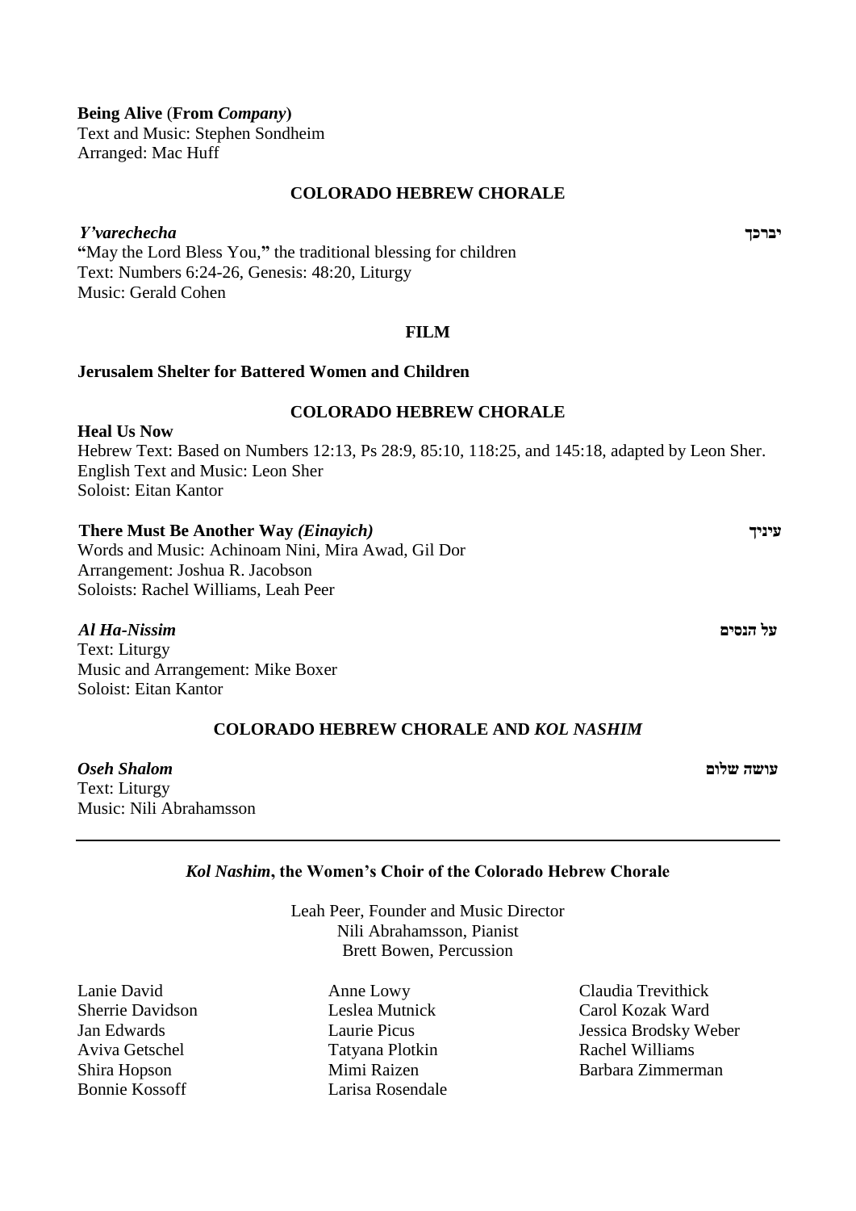**Being Alive** (**From *Company***)
Text and Music: Stephen Sondheim
Arranged: Mac Huff

### COLORADO HEBREW CHORALE

***Y'varechecha*** **יברכך**
**"**May the Lord Bless You,**"** the traditional blessing for children
Text: Numbers 6:24-26, Genesis: 48:20, Liturgy
Music: Gerald Cohen

### FILM

**Jerusalem Shelter for Battered Women and Children**

### COLORADO HEBREW CHORALE

**Heal Us Now**
Hebrew Text: Based on Numbers 12:13, Ps 28:9, 85:10, 118:25, and 145:18, adapted by Leon Sher.
English Text and Music: Leon Sher
Soloist: Eitan Kantor

**There Must Be Another Way *(Einayich)*** **עיניך**
Words and Music: Achinoam Nini, Mira Awad, Gil Dor
Arrangement: Joshua R. Jacobson
Soloists: Rachel Williams, Leah Peer

***Al Ha-Nissim*** **על הנסים**
Text: Liturgy
Music and Arrangement: Mike Boxer
Soloist: Eitan Kantor

### COLORADO HEBREW CHORALE AND *KOL NASHIM*

***Oseh Shalom*** **עושה שלום**
Text: Liturgy
Music: Nili Abrahamsson

---

### *Kol Nashim*, the Women's Choir of the Colorado Hebrew Chorale

Leah Peer, Founder and Music Director
Nili Abrahamsson, Pianist
Brett Bowen, Percussion

Lanie David
Sherrie Davidson
Jan Edwards
Aviva Getschel
Shira Hopson
Bonnie Kossoff
Anne Lowy
Leslea Mutnick
Laurie Picus
Tatyana Plotkin
Mimi Raizen
Larisa Rosendale
Claudia Trevithick
Carol Kozak Ward
Jessica Brodsky Weber
Rachel Williams
Barbara Zimmerman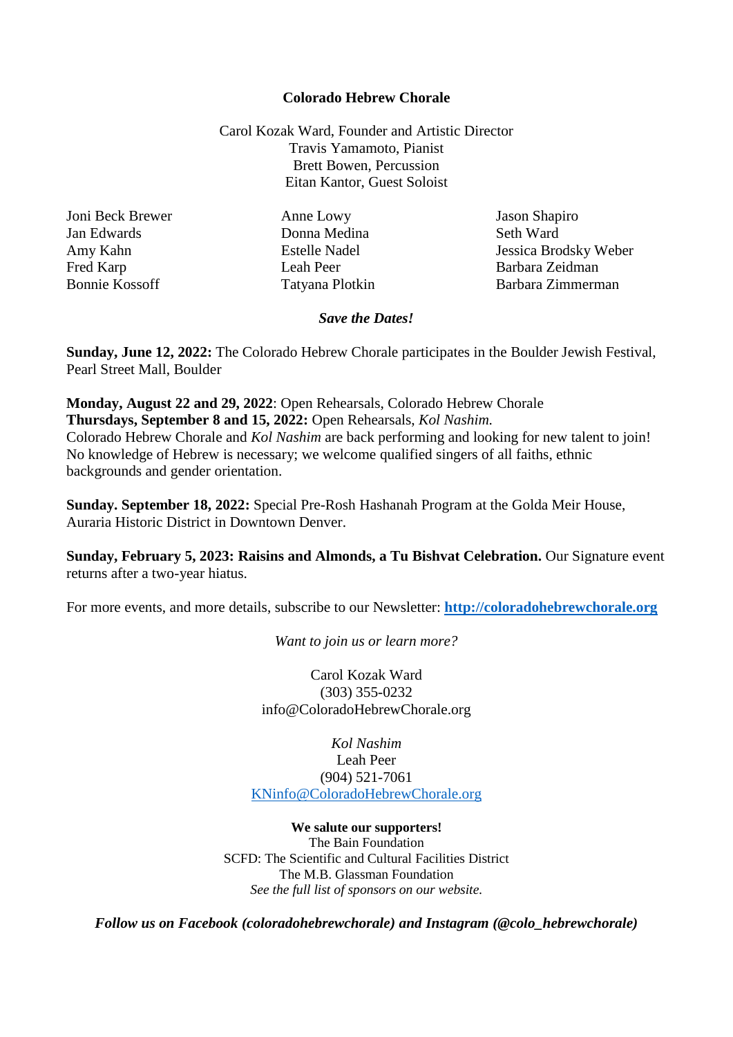**Colorado Hebrew Chorale**

Carol Kozak Ward, Founder and Artistic Director
Travis Yamamoto, Pianist
Brett Bowen, Percussion
Eitan Kantor, Guest Soloist

Joni Beck Brewer
Jan Edwards
Amy Kahn
Fred Karp
Bonnie Kossoff
Anne Lowy
Donna Medina
Estelle Nadel
Leah Peer
Tatyana Plotkin
Jason Shapiro
Seth Ward
Jessica Brodsky Weber
Barbara Zeidman
Barbara Zimmerman

***Save the Dates!***

**Sunday, June 12, 2022:** The Colorado Hebrew Chorale participates in the Boulder Jewish Festival, Pearl Street Mall, Boulder

**Monday, August 22 and 29, 2022**: Open Rehearsals, Colorado Hebrew Chorale
**Thursdays, September 8 and 15, 2022:** Open Rehearsals, *Kol Nashim.*
Colorado Hebrew Chorale and *Kol Nashim* are back performing and looking for new talent to join! No knowledge of Hebrew is necessary; we welcome qualified singers of all faiths, ethnic backgrounds and gender orientation.

**Sunday. September 18, 2022:** Special Pre-Rosh Hashanah Program at the Golda Meir House, Auraria Historic District in Downtown Denver.

**Sunday, February 5, 2023: Raisins and Almonds, a Tu Bishvat Celebration.** Our Signature event returns after a two-year hiatus.

For more events, and more details, subscribe to our Newsletter: **http://coloradohebrewchorale.org**

*Want to join us or learn more?*

Carol Kozak Ward
(303) 355-0232
info@ColoradoHebrewChorale.org

*Kol Nashim*
Leah Peer
(904) 521-7061
KNinfo@ColoradoHebrewChorale.org

**We salute our supporters!**
The Bain Foundation
SCFD: The Scientific and Cultural Facilities District
The M.B. Glassman Foundation
*See the full list of sponsors on our website.*

***Follow us on Facebook (coloradohebrewchorale) and Instagram (@colo_hebrewchorale)***